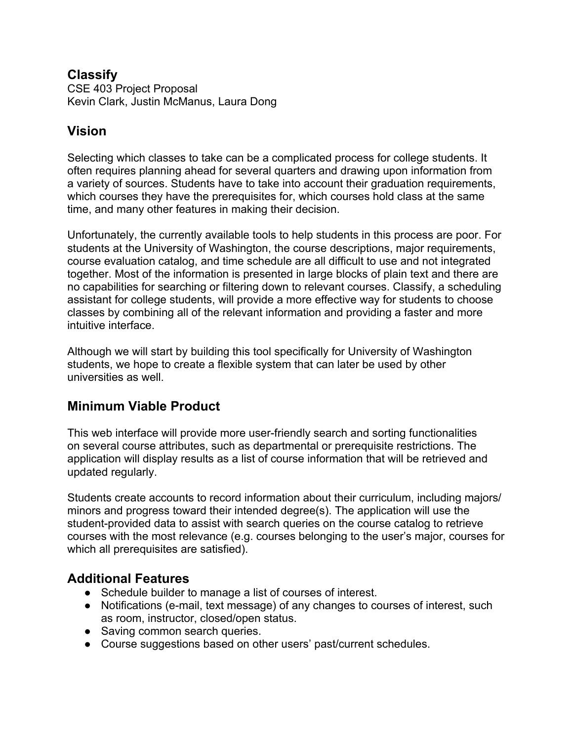# Classify

CSE 403 Project Proposal
Kevin Clark, Justin McManus, Laura Dong

## Vision

Selecting which classes to take can be a complicated process for college students. It often requires planning ahead for several quarters and drawing upon information from a variety of sources. Students have to take into account their graduation requirements, which courses they have the prerequisites for, which courses hold class at the same time, and many other features in making their decision.

Unfortunately, the currently available tools to help students in this process are poor. For students at the University of Washington, the course descriptions, major requirements, course evaluation catalog, and time schedule are all difficult to use and not integrated together. Most of the information is presented in large blocks of plain text and there are no capabilities for searching or filtering down to relevant courses. Classify, a scheduling assistant for college students, will provide a more effective way for students to choose classes by combining all of the relevant information and providing a faster and more intuitive interface.

Although we will start by building this tool specifically for University of Washington students, we hope to create a flexible system that can later be used by other universities as well.

## Minimum Viable Product

This web interface will provide more user-friendly search and sorting functionalities on several course attributes, such as departmental or prerequisite restrictions. The application will display results as a list of course information that will be retrieved and updated regularly.

Students create accounts to record information about their curriculum, including majors/ minors and progress toward their intended degree(s). The application will use the student-provided data to assist with search queries on the course catalog to retrieve courses with the most relevance (e.g. courses belonging to the user's major, courses for which all prerequisites are satisfied).

## Additional Features

- Schedule builder to manage a list of courses of interest.
- Notifications (e-mail, text message) of any changes to courses of interest, such as room, instructor, closed/open status.
- Saving common search queries.
- Course suggestions based on other users' past/current schedules.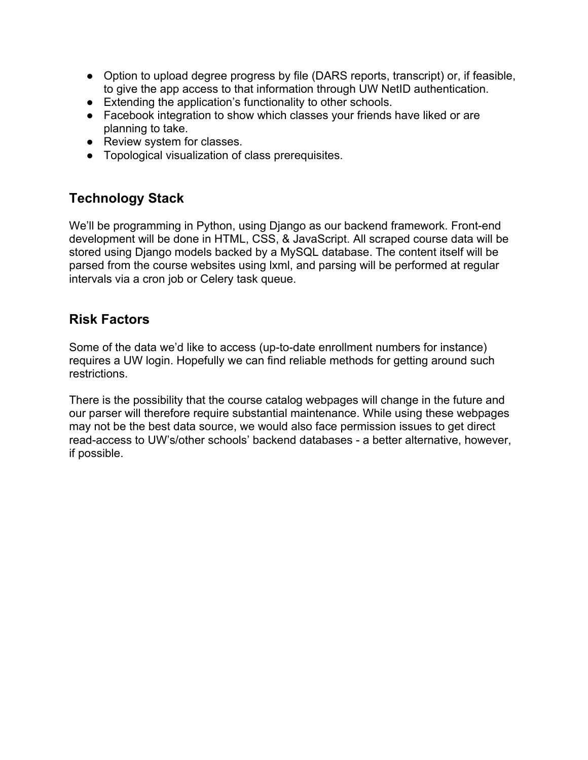- Option to upload degree progress by file (DARS reports, transcript) or, if feasible, to give the app access to that information through UW NetID authentication.
- Extending the application's functionality to other schools.
- Facebook integration to show which classes your friends have liked or are planning to take.
- Review system for classes.
- Topological visualization of class prerequisites.

## Technology Stack

We'll be programming in Python, using Django as our backend framework. Front-end development will be done in HTML, CSS, & JavaScript. All scraped course data will be stored using Django models backed by a MySQL database. The content itself will be parsed from the course websites using lxml, and parsing will be performed at regular intervals via a cron job or Celery task queue.

## Risk Factors

Some of the data we'd like to access (up-to-date enrollment numbers for instance) requires a UW login. Hopefully we can find reliable methods for getting around such restrictions.

There is the possibility that the course catalog webpages will change in the future and our parser will therefore require substantial maintenance. While using these webpages may not be the best data source, we would also face permission issues to get direct read-access to UW's/other schools' backend databases - a better alternative, however, if possible.